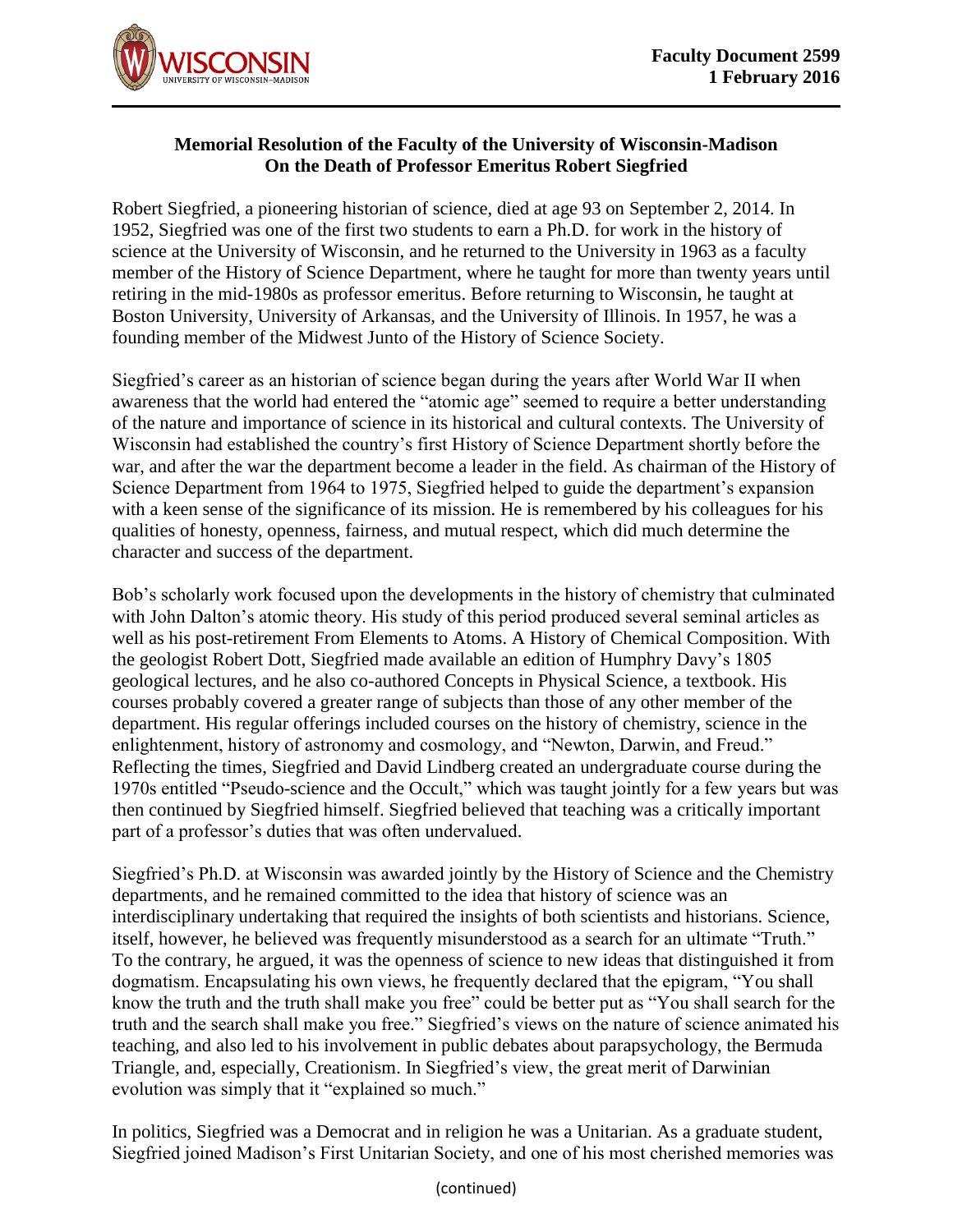**Faculty Document 2599**
**1 February 2016**

**Memorial Resolution of the Faculty of the University of Wisconsin-Madison**
**On the Death of Professor Emeritus Robert Siegfried**

Robert Siegfried, a pioneering historian of science, died at age 93 on September 2, 2014. In 1952, Siegfried was one of the first two students to earn a Ph.D. for work in the history of science at the University of Wisconsin, and he returned to the University in 1963 as a faculty member of the History of Science Department, where he taught for more than twenty years until retiring in the mid-1980s as professor emeritus. Before returning to Wisconsin, he taught at Boston University, University of Arkansas, and the University of Illinois. In 1957, he was a founding member of the Midwest Junto of the History of Science Society.

Siegfried's career as an historian of science began during the years after World War II when awareness that the world had entered the "atomic age" seemed to require a better understanding of the nature and importance of science in its historical and cultural contexts. The University of Wisconsin had established the country's first History of Science Department shortly before the war, and after the war the department become a leader in the field. As chairman of the History of Science Department from 1964 to 1975, Siegfried helped to guide the department's expansion with a keen sense of the significance of its mission. He is remembered by his colleagues for his qualities of honesty, openness, fairness, and mutual respect, which did much determine the character and success of the department.

Bob's scholarly work focused upon the developments in the history of chemistry that culminated with John Dalton's atomic theory. His study of this period produced several seminal articles as well as his post-retirement From Elements to Atoms. A History of Chemical Composition. With the geologist Robert Dott, Siegfried made available an edition of Humphry Davy's 1805 geological lectures, and he also co-authored Concepts in Physical Science, a textbook. His courses probably covered a greater range of subjects than those of any other member of the department. His regular offerings included courses on the history of chemistry, science in the enlightenment, history of astronomy and cosmology, and "Newton, Darwin, and Freud." Reflecting the times, Siegfried and David Lindberg created an undergraduate course during the 1970s entitled "Pseudo-science and the Occult," which was taught jointly for a few years but was then continued by Siegfried himself. Siegfried believed that teaching was a critically important part of a professor's duties that was often undervalued.

Siegfried's Ph.D. at Wisconsin was awarded jointly by the History of Science and the Chemistry departments, and he remained committed to the idea that history of science was an interdisciplinary undertaking that required the insights of both scientists and historians. Science, itself, however, he believed was frequently misunderstood as a search for an ultimate "Truth." To the contrary, he argued, it was the openness of science to new ideas that distinguished it from dogmatism. Encapsulating his own views, he frequently declared that the epigram, "You shall know the truth and the truth shall make you free" could be better put as "You shall search for the truth and the search shall make you free." Siegfried's views on the nature of science animated his teaching, and also led to his involvement in public debates about parapsychology, the Bermuda Triangle, and, especially, Creationism. In Siegfried's view, the great merit of Darwinian evolution was simply that it "explained so much."

In politics, Siegfried was a Democrat and in religion he was a Unitarian. As a graduate student, Siegfried joined Madison's First Unitarian Society, and one of his most cherished memories was

(continued)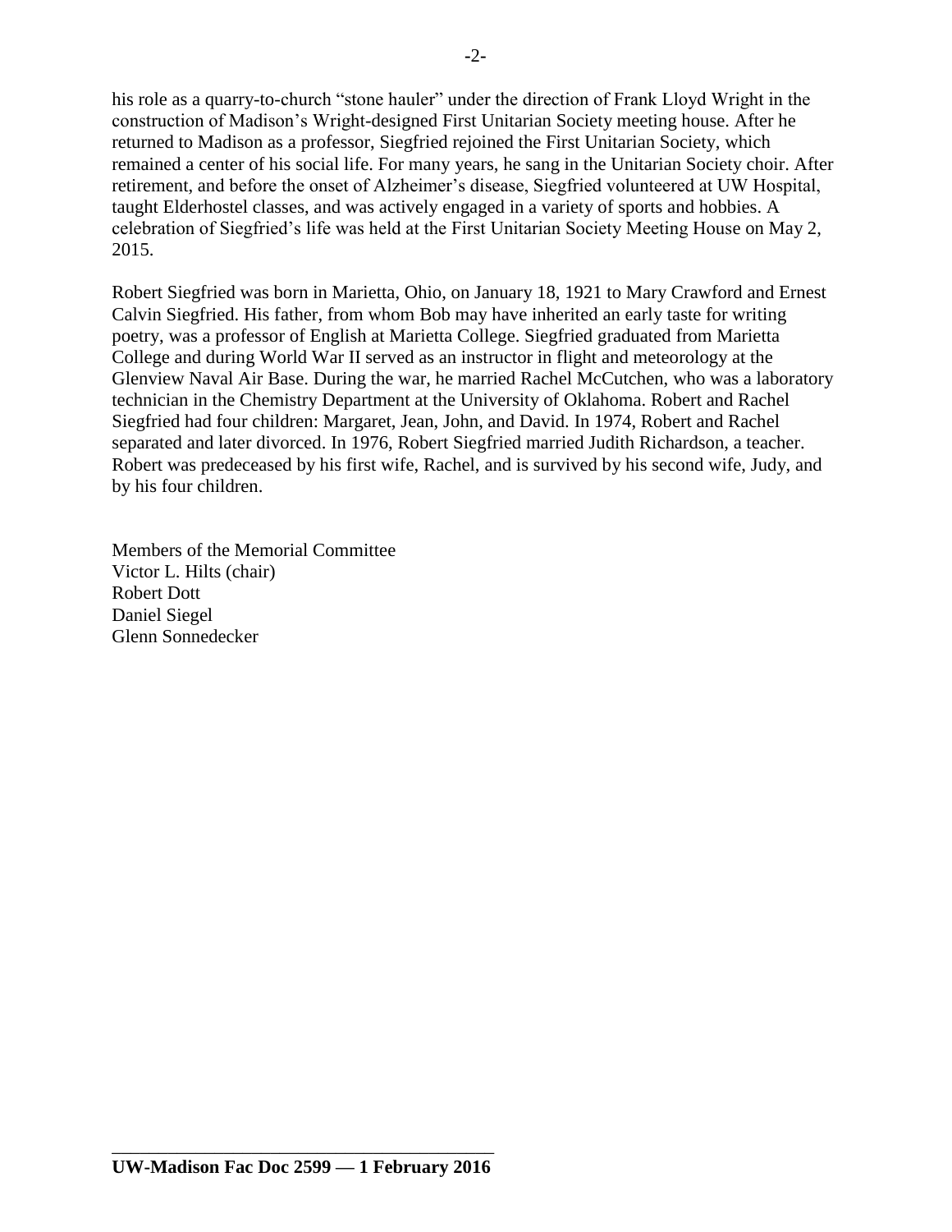his role as a quarry-to-church "stone hauler" under the direction of Frank Lloyd Wright in the construction of Madison's Wright-designed First Unitarian Society meeting house. After he returned to Madison as a professor, Siegfried rejoined the First Unitarian Society, which remained a center of his social life. For many years, he sang in the Unitarian Society choir. After retirement, and before the onset of Alzheimer's disease, Siegfried volunteered at UW Hospital, taught Elderhostel classes, and was actively engaged in a variety of sports and hobbies. A celebration of Siegfried's life was held at the First Unitarian Society Meeting House on May 2, 2015.

Robert Siegfried was born in Marietta, Ohio, on January 18, 1921 to Mary Crawford and Ernest Calvin Siegfried. His father, from whom Bob may have inherited an early taste for writing poetry, was a professor of English at Marietta College. Siegfried graduated from Marietta College and during World War II served as an instructor in flight and meteorology at the Glenview Naval Air Base. During the war, he married Rachel McCutchen, who was a laboratory technician in the Chemistry Department at the University of Oklahoma. Robert and Rachel Siegfried had four children: Margaret, Jean, John, and David. In 1974, Robert and Rachel separated and later divorced. In 1976, Robert Siegfried married Judith Richardson, a teacher. Robert was predeceased by his first wife, Rachel, and is survived by his second wife, Judy, and by his four children.

Members of the Memorial Committee  
Victor L. Hilts (chair)  
Robert Dott  
Daniel Siegel  
Glenn Sonnedecker

**UW-Madison Fac Doc 2599 — 1 February 2016**